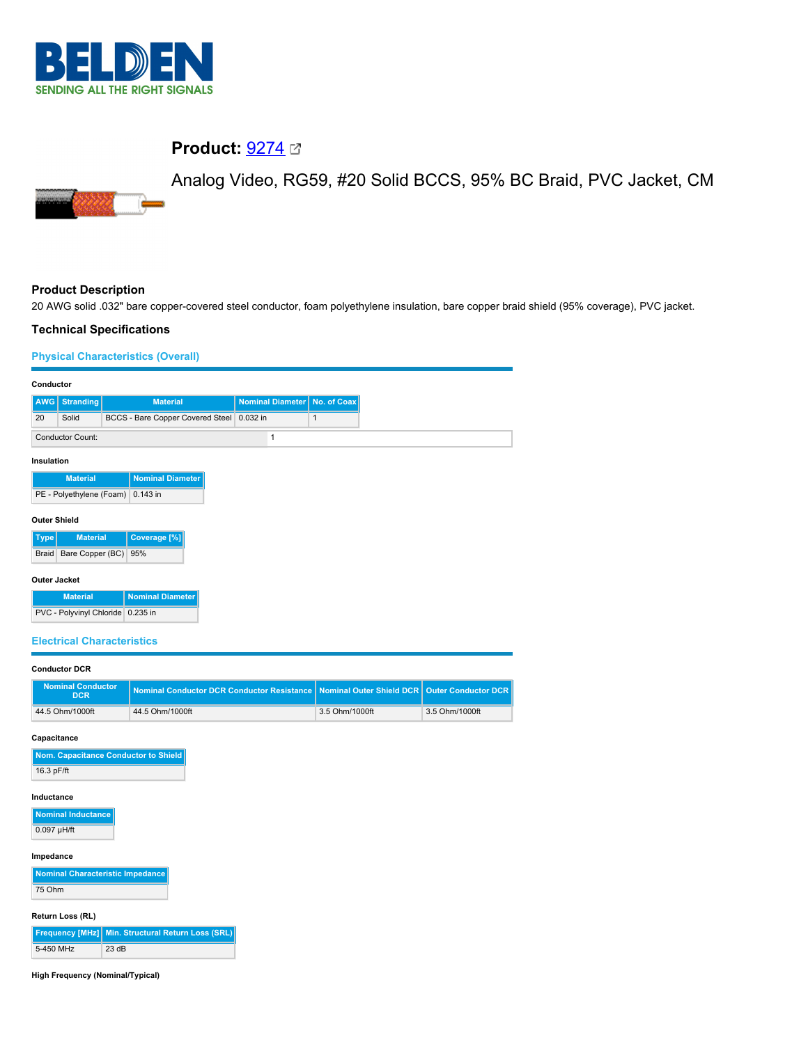**BELDEN**
SENDING ALL THE RIGHT SIGNALS

# Product: 9274

Analog Video, RG59, #20 Solid BCCS, 95% BC Braid, PVC Jacket, CM

## Product Description

20 AWG solid .032" bare copper-covered steel conductor, foam polyethylene insulation, bare copper braid shield (95% coverage), PVC jacket.

## Technical Specifications

### Physical Characteristics (Overall)

**Conductor**

| AWG | Stranding | Material | Nominal Diameter | No. of Coax |
|---|---|---|---|---|
| 20 | Solid | BCCS - Bare Copper Covered Steel | 0.032 in | 1 |

| Conductor Count: | 1 |
|---|---|

**Insulation**

| Material | Nominal Diameter |
|---|---|
| PE - Polyethylene (Foam) | 0.143 in |

**Outer Shield**

| Type | Material | Coverage [%] |
|---|---|---|
| Braid | Bare Copper (BC) | 95% |

**Outer Jacket**

| Material | Nominal Diameter |
|---|---|
| PVC - Polyvinyl Chloride | 0.235 in |

### Electrical Characteristics

**Conductor DCR**

| Nominal Conductor DCR | Nominal Conductor DCR Conductor Resistance | Nominal Outer Shield DCR | Outer Conductor DCR |
|---|---|---|---|
| 44.5 Ohm/1000ft | 44.5 Ohm/1000ft | 3.5 Ohm/1000ft | 3.5 Ohm/1000ft |

**Capacitance**

| Nom. Capacitance Conductor to Shield |
|---|
| 16.3 pF/ft |

**Inductance**

| Nominal Inductance |
|---|
| 0.097 µH/ft |

**Impedance**

| Nominal Characteristic Impedance |
|---|
| 75 Ohm |

**Return Loss (RL)**

| Frequency [MHz] | Min. Structural Return Loss (SRL) |
|---|---|
| 5-450 MHz | 23 dB |

**High Frequency (Nominal/Typical)**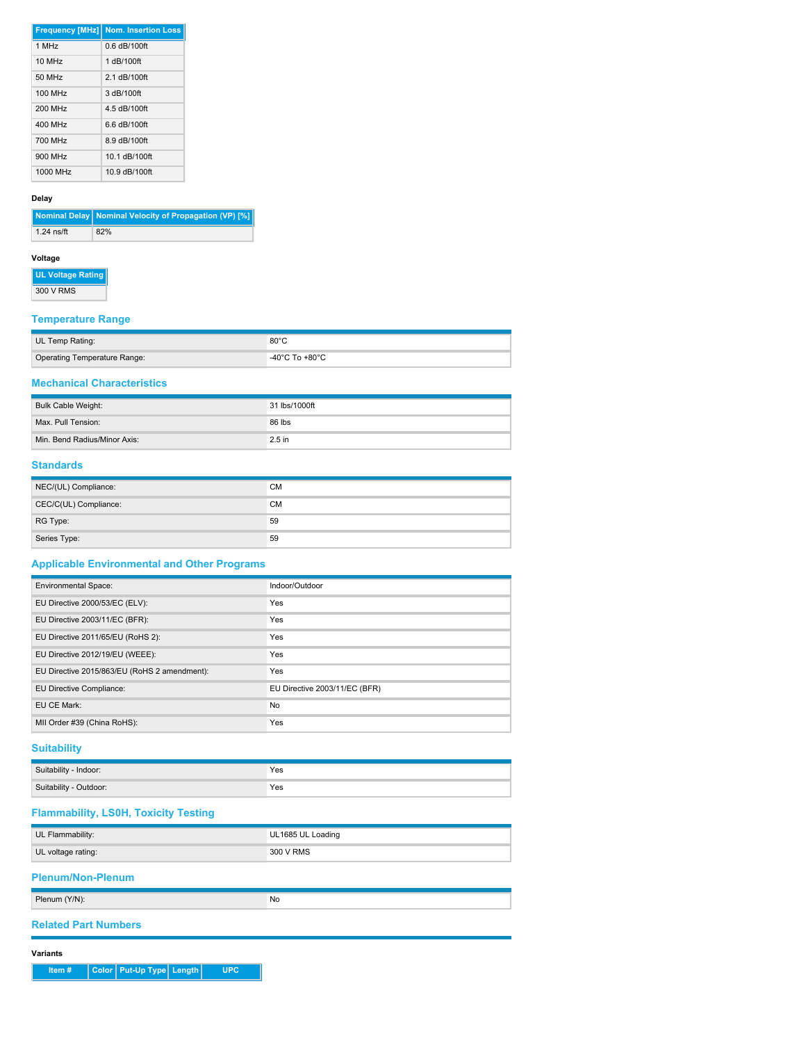| Frequency [MHz] | Nom. Insertion Loss |
|---|---|
| 1 MHz | 0.6 dB/100ft |
| 10 MHz | 1 dB/100ft |
| 50 MHz | 2.1 dB/100ft |
| 100 MHz | 3 dB/100ft |
| 200 MHz | 4.5 dB/100ft |
| 400 MHz | 6.6 dB/100ft |
| 700 MHz | 8.9 dB/100ft |
| 900 MHz | 10.1 dB/100ft |
| 1000 MHz | 10.9 dB/100ft |

**Delay**

| Nominal Delay | Nominal Velocity of Propagation (VP) [%] |
|---|---|
| 1.24 ns/ft | 82% |

**Voltage**

| UL Voltage Rating |
|---|
| 300 V RMS |

## Temperature Range

| | |
|---|---|
| UL Temp Rating: | 80°C |
| Operating Temperature Range: | -40°C To +80°C |

## Mechanical Characteristics

| | |
|---|---|
| Bulk Cable Weight: | 31 lbs/1000ft |
| Max. Pull Tension: | 86 lbs |
| Min. Bend Radius/Minor Axis: | 2.5 in |

## Standards

| | |
|---|---|
| NEC/(UL) Compliance: | CM |
| CEC/C(UL) Compliance: | CM |
| RG Type: | 59 |
| Series Type: | 59 |

## Applicable Environmental and Other Programs

| | |
|---|---|
| Environmental Space: | Indoor/Outdoor |
| EU Directive 2000/53/EC (ELV): | Yes |
| EU Directive 2003/11/EC (BFR): | Yes |
| EU Directive 2011/65/EU (RoHS 2): | Yes |
| EU Directive 2012/19/EU (WEEE): | Yes |
| EU Directive 2015/863/EU (RoHS 2 amendment): | Yes |
| EU Directive Compliance: | EU Directive 2003/11/EC (BFR) |
| EU CE Mark: | No |
| MII Order #39 (China RoHS): | Yes |

## Suitability

| | |
|---|---|
| Suitability - Indoor: | Yes |
| Suitability - Outdoor: | Yes |

## Flammability, LS0H, Toxicity Testing

| | |
|---|---|
| UL Flammability: | UL1685 UL Loading |
| UL voltage rating: | 300 V RMS |

## Plenum/Non-Plenum

| | |
|---|---|
| Plenum (Y/N): | No |

## Related Part Numbers

**Variants**

| Item # | Color | Put-Up Type | Length | UPC |
|---|---|---|---|---|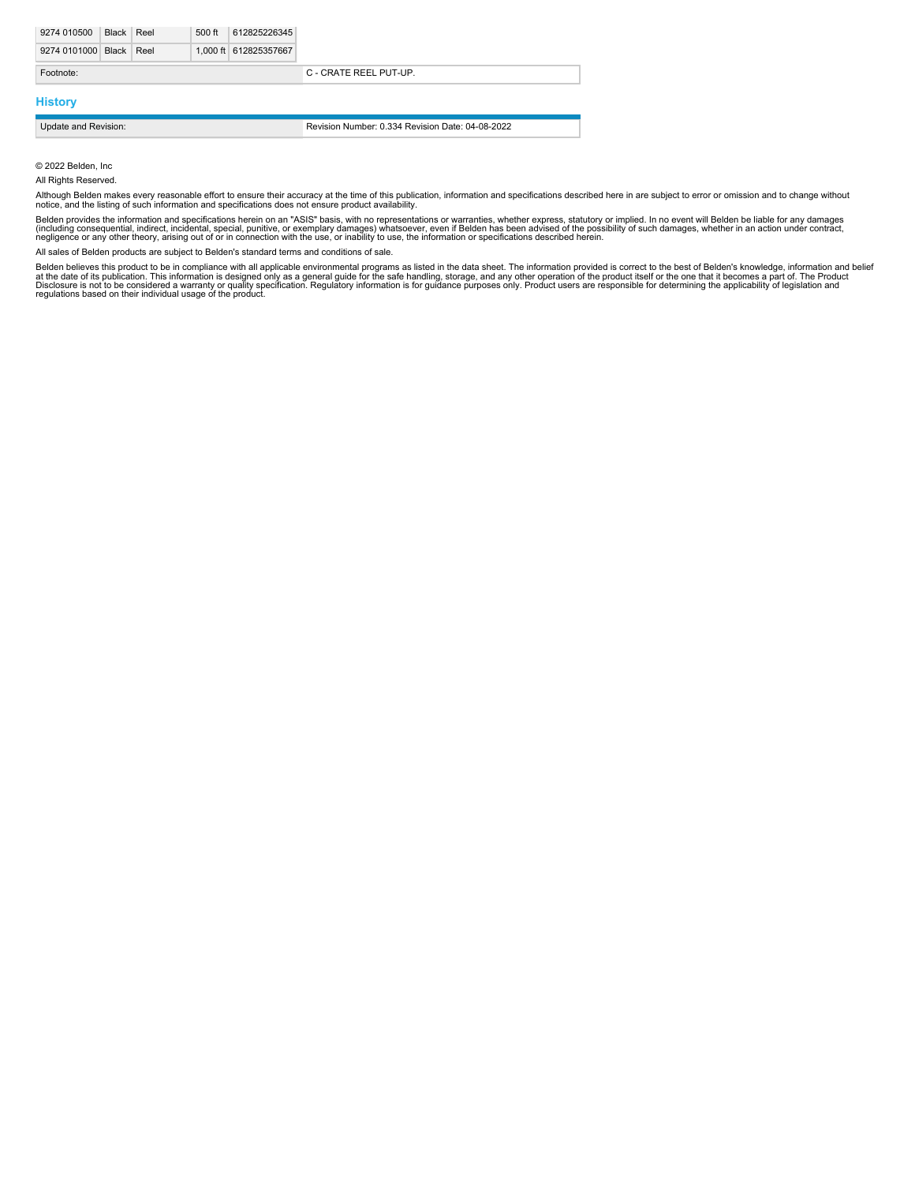| | | | | |
|---|---|---|---|---|
| 9274 010500 | Black | Reel | 500 ft | 612825226345 |
| 9274 0101000 | Black | Reel | 1,000 ft | 612825357667 |

| | |
|---|---|
| Footnote: | C - CRATE REEL PUT-UP. |

## History

| | |
|---|---|
| Update and Revision: | Revision Number: 0.334 Revision Date: 04-08-2022 |

© 2022 Belden, Inc

All Rights Reserved.

Although Belden makes every reasonable effort to ensure their accuracy at the time of this publication, information and specifications described here in are subject to error or omission and to change without notice, and the listing of such information and specifications does not ensure product availability.

Belden provides the information and specifications herein on an "ASIS" basis, with no representations or warranties, whether express, statutory or implied. In no event will Belden be liable for any damages (including consequential, indirect, incidental, special, punitive, or exemplary damages) whatsoever, even if Belden has been advised of the possibility of such damages, whether in an action under contract, negligence or any other theory, arising out of or in connection with the use, or inability to use, the information or specifications described herein.

All sales of Belden products are subject to Belden's standard terms and conditions of sale.

Belden believes this product to be in compliance with all applicable environmental programs as listed in the data sheet. The information provided is correct to the best of Belden's knowledge, information and belief at the date of its publication. This information is designed only as a general guide for the safe handling, storage, and any other operation of the product itself or the one that it becomes a part of. The Product Disclosure is not to be considered a warranty or quality specification. Regulatory information is for guidance purposes only. Product users are responsible for determining the applicability of legislation and regulations based on their individual usage of the product.